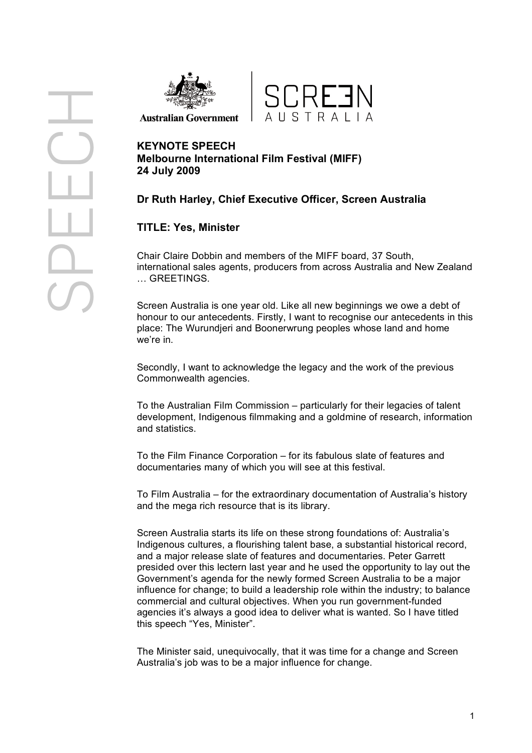**KEYNOTE SPEECH**
**Melbourne International Film Festival (MIFF)**
**24 July 2009**

**Dr Ruth Harley, Chief Executive Officer, Screen Australia**

**TITLE: Yes, Minister**

Chair Claire Dobbin and members of the MIFF board, 37 South, international sales agents, producers from across Australia and New Zealand … GREETINGS.

Screen Australia is one year old. Like all new beginnings we owe a debt of honour to our antecedents. Firstly, I want to recognise our antecedents in this place: The Wurundjeri and Boonerwrung peoples whose land and home we're in.

Secondly, I want to acknowledge the legacy and the work of the previous Commonwealth agencies.

To the Australian Film Commission – particularly for their legacies of talent development, Indigenous filmmaking and a goldmine of research, information and statistics.

To the Film Finance Corporation – for its fabulous slate of features and documentaries many of which you will see at this festival.

To Film Australia – for the extraordinary documentation of Australia's history and the mega rich resource that is its library.

Screen Australia starts its life on these strong foundations of: Australia's Indigenous cultures, a flourishing talent base, a substantial historical record, and a major release slate of features and documentaries. Peter Garrett presided over this lectern last year and he used the opportunity to lay out the Government's agenda for the newly formed Screen Australia to be a major influence for change; to build a leadership role within the industry; to balance commercial and cultural objectives. When you run government-funded agencies it's always a good idea to deliver what is wanted. So I have titled this speech "Yes, Minister".

The Minister said, unequivocally, that it was time for a change and Screen Australia's job was to be a major influence for change.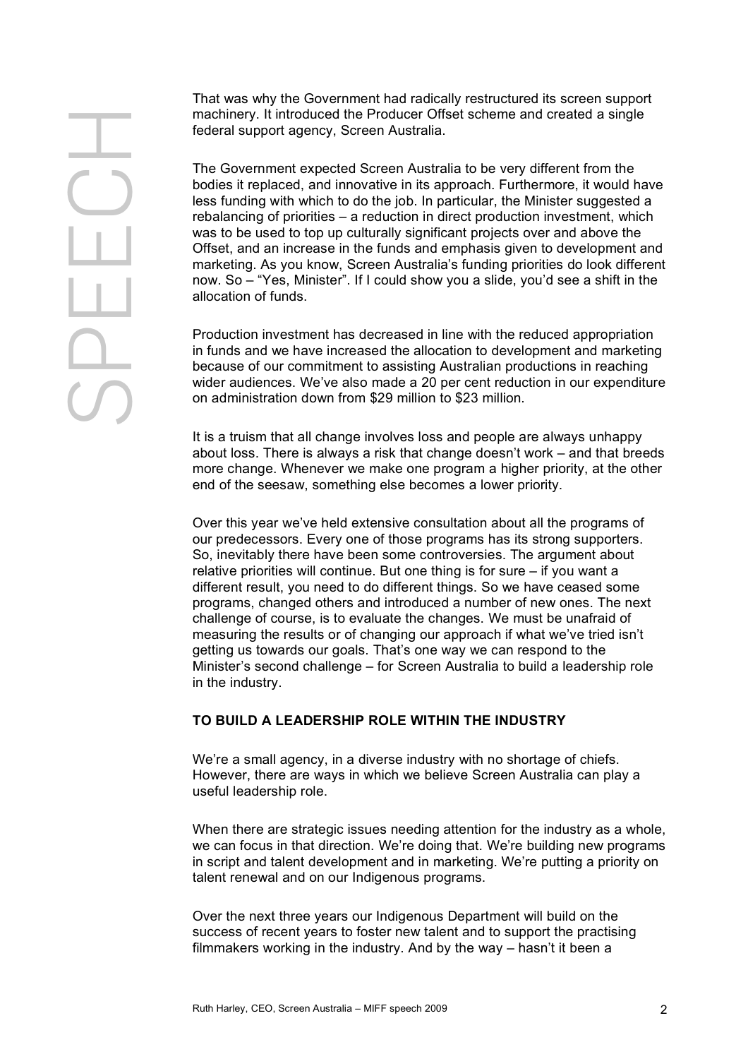That was why the Government had radically restructured its screen support machinery. It introduced the Producer Offset scheme and created a single federal support agency, Screen Australia.

The Government expected Screen Australia to be very different from the bodies it replaced, and innovative in its approach. Furthermore, it would have less funding with which to do the job. In particular, the Minister suggested a rebalancing of priorities – a reduction in direct production investment, which was to be used to top up culturally significant projects over and above the Offset, and an increase in the funds and emphasis given to development and marketing. As you know, Screen Australia's funding priorities do look different now. So – "Yes, Minister". If I could show you a slide, you'd see a shift in the allocation of funds.

Production investment has decreased in line with the reduced appropriation in funds and we have increased the allocation to development and marketing because of our commitment to assisting Australian productions in reaching wider audiences. We've also made a 20 per cent reduction in our expenditure on administration down from $29 million to $23 million.

It is a truism that all change involves loss and people are always unhappy about loss. There is always a risk that change doesn't work – and that breeds more change. Whenever we make one program a higher priority, at the other end of the seesaw, something else becomes a lower priority.

Over this year we've held extensive consultation about all the programs of our predecessors. Every one of those programs has its strong supporters. So, inevitably there have been some controversies. The argument about relative priorities will continue. But one thing is for sure – if you want a different result, you need to do different things. So we have ceased some programs, changed others and introduced a number of new ones. The next challenge of course, is to evaluate the changes. We must be unafraid of measuring the results or of changing our approach if what we've tried isn't getting us towards our goals. That's one way we can respond to the Minister's second challenge – for Screen Australia to build a leadership role in the industry.

## TO BUILD A LEADERSHIP ROLE WITHIN THE INDUSTRY

We're a small agency, in a diverse industry with no shortage of chiefs. However, there are ways in which we believe Screen Australia can play a useful leadership role.

When there are strategic issues needing attention for the industry as a whole, we can focus in that direction. We're doing that. We're building new programs in script and talent development and in marketing. We're putting a priority on talent renewal and on our Indigenous programs.

Over the next three years our Indigenous Department will build on the success of recent years to foster new talent and to support the practising filmmakers working in the industry. And by the way – hasn't it been a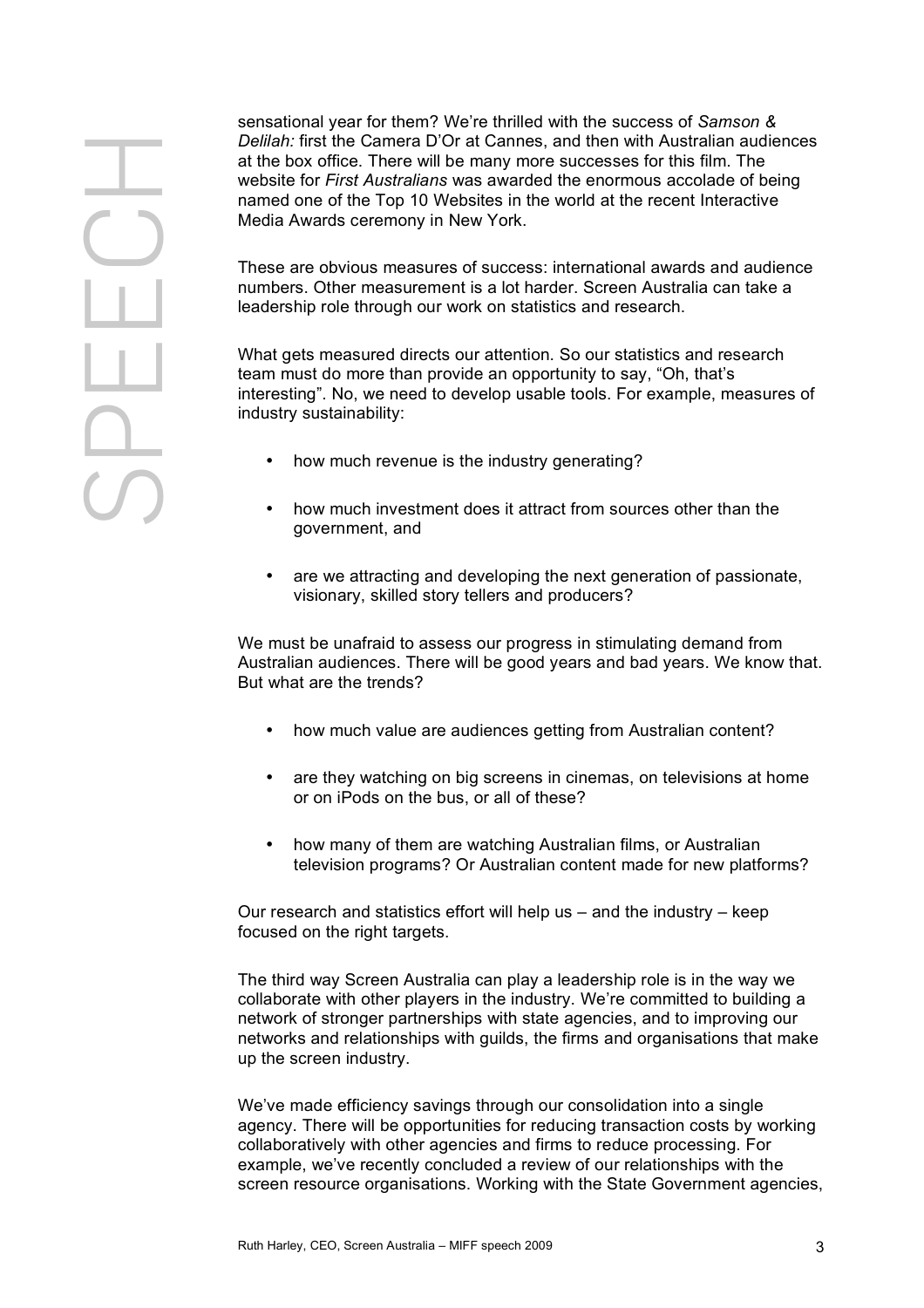sensational year for them? We're thrilled with the success of *Samson & Delilah:* first the Camera D'Or at Cannes, and then with Australian audiences at the box office. There will be many more successes for this film. The website for *First Australians* was awarded the enormous accolade of being named one of the Top 10 Websites in the world at the recent Interactive Media Awards ceremony in New York.

These are obvious measures of success: international awards and audience numbers. Other measurement is a lot harder. Screen Australia can take a leadership role through our work on statistics and research.

What gets measured directs our attention. So our statistics and research team must do more than provide an opportunity to say, "Oh, that's interesting". No, we need to develop usable tools. For example, measures of industry sustainability:

- how much revenue is the industry generating?
- how much investment does it attract from sources other than the government, and
- are we attracting and developing the next generation of passionate, visionary, skilled story tellers and producers?

We must be unafraid to assess our progress in stimulating demand from Australian audiences. There will be good years and bad years. We know that. But what are the trends?

- how much value are audiences getting from Australian content?
- are they watching on big screens in cinemas, on televisions at home or on iPods on the bus, or all of these?
- how many of them are watching Australian films, or Australian television programs? Or Australian content made for new platforms?

Our research and statistics effort will help us – and the industry – keep focused on the right targets.

The third way Screen Australia can play a leadership role is in the way we collaborate with other players in the industry. We're committed to building a network of stronger partnerships with state agencies, and to improving our networks and relationships with guilds, the firms and organisations that make up the screen industry.

We've made efficiency savings through our consolidation into a single agency. There will be opportunities for reducing transaction costs by working collaboratively with other agencies and firms to reduce processing. For example, we've recently concluded a review of our relationships with the screen resource organisations. Working with the State Government agencies,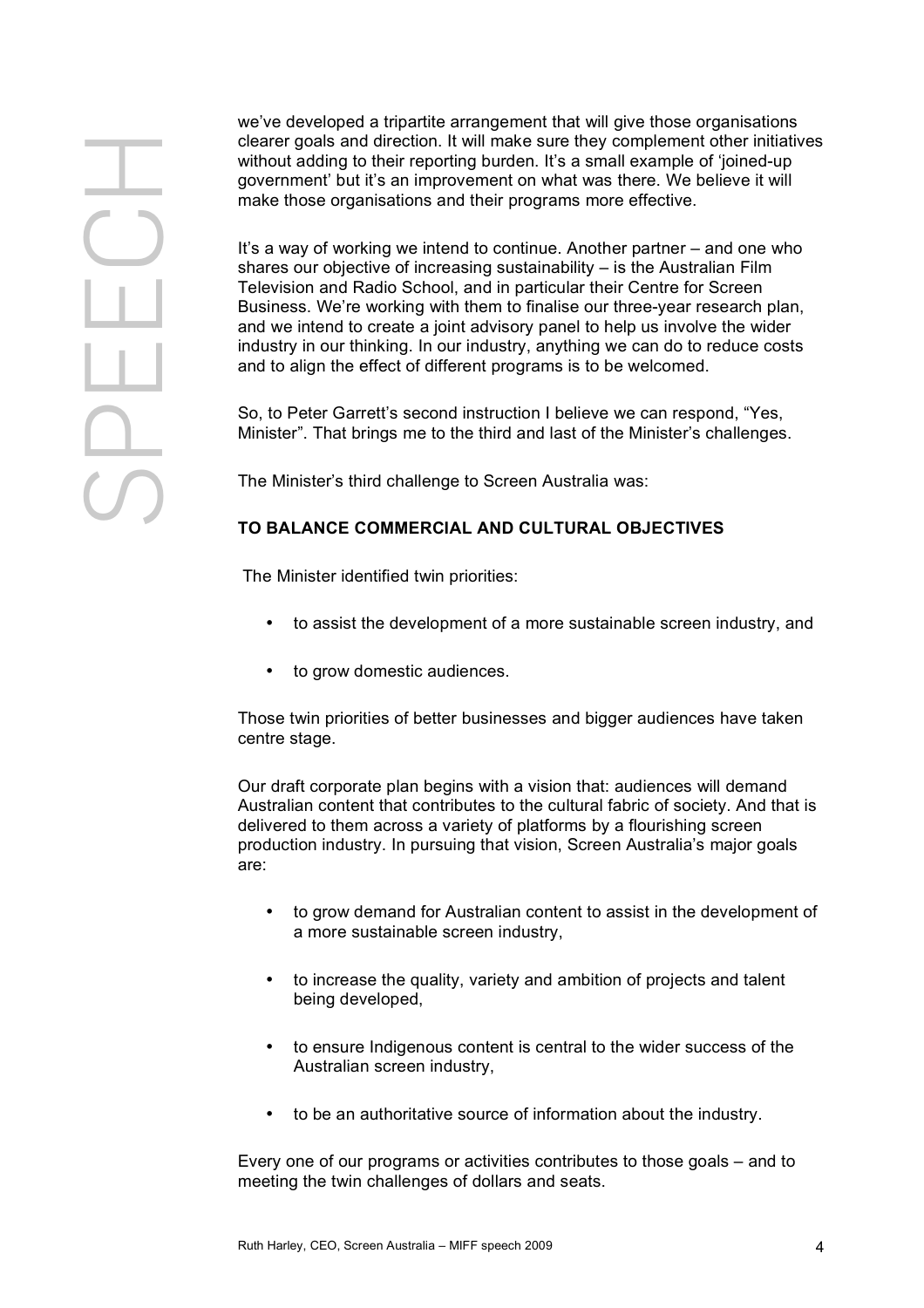we've developed a tripartite arrangement that will give those organisations clearer goals and direction. It will make sure they complement other initiatives without adding to their reporting burden. It's a small example of 'joined-up government' but it's an improvement on what was there. We believe it will make those organisations and their programs more effective.

It's a way of working we intend to continue. Another partner – and one who shares our objective of increasing sustainability – is the Australian Film Television and Radio School, and in particular their Centre for Screen Business. We're working with them to finalise our three-year research plan, and we intend to create a joint advisory panel to help us involve the wider industry in our thinking. In our industry, anything we can do to reduce costs and to align the effect of different programs is to be welcomed.

So, to Peter Garrett's second instruction I believe we can respond, "Yes, Minister". That brings me to the third and last of the Minister's challenges.

The Minister's third challenge to Screen Australia was:

**TO BALANCE COMMERCIAL AND CULTURAL OBJECTIVES**

The Minister identified twin priorities:

- to assist the development of a more sustainable screen industry, and
- to grow domestic audiences.

Those twin priorities of better businesses and bigger audiences have taken centre stage.

Our draft corporate plan begins with a vision that: audiences will demand Australian content that contributes to the cultural fabric of society. And that is delivered to them across a variety of platforms by a flourishing screen production industry. In pursuing that vision, Screen Australia's major goals are:

- to grow demand for Australian content to assist in the development of a more sustainable screen industry,
- to increase the quality, variety and ambition of projects and talent being developed,
- to ensure Indigenous content is central to the wider success of the Australian screen industry,
- to be an authoritative source of information about the industry.

Every one of our programs or activities contributes to those goals – and to meeting the twin challenges of dollars and seats.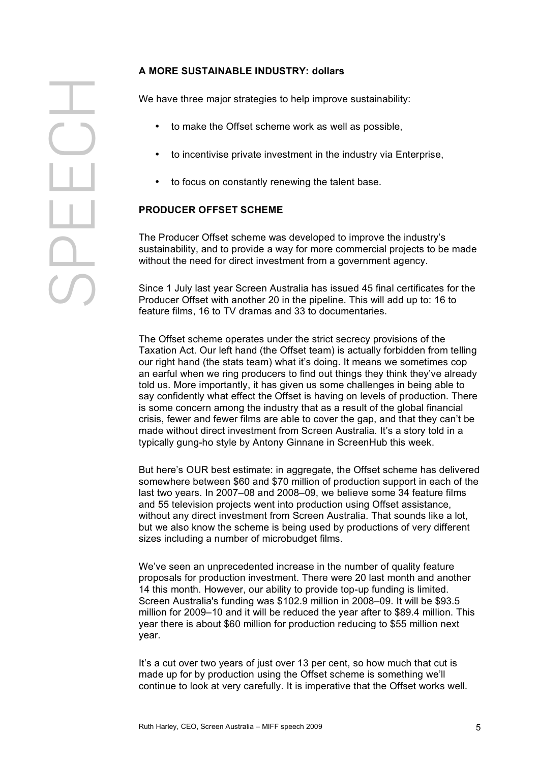**A MORE SUSTAINABLE INDUSTRY: dollars**

We have three major strategies to help improve sustainability:

- to make the Offset scheme work as well as possible,
- to incentivise private investment in the industry via Enterprise,
- to focus on constantly renewing the talent base.

**PRODUCER OFFSET SCHEME**

The Producer Offset scheme was developed to improve the industry's sustainability, and to provide a way for more commercial projects to be made without the need for direct investment from a government agency.

Since 1 July last year Screen Australia has issued 45 final certificates for the Producer Offset with another 20 in the pipeline. This will add up to: 16 to feature films, 16 to TV dramas and 33 to documentaries.

The Offset scheme operates under the strict secrecy provisions of the Taxation Act. Our left hand (the Offset team) is actually forbidden from telling our right hand (the stats team) what it's doing. It means we sometimes cop an earful when we ring producers to find out things they think they've already told us. More importantly, it has given us some challenges in being able to say confidently what effect the Offset is having on levels of production. There is some concern among the industry that as a result of the global financial crisis, fewer and fewer films are able to cover the gap, and that they can't be made without direct investment from Screen Australia. It's a story told in a typically gung-ho style by Antony Ginnane in ScreenHub this week.

But here's OUR best estimate: in aggregate, the Offset scheme has delivered somewhere between $60 and $70 million of production support in each of the last two years. In 2007–08 and 2008–09, we believe some 34 feature films and 55 television projects went into production using Offset assistance, without any direct investment from Screen Australia. That sounds like a lot, but we also know the scheme is being used by productions of very different sizes including a number of microbudget films.

We've seen an unprecedented increase in the number of quality feature proposals for production investment. There were 20 last month and another 14 this month. However, our ability to provide top-up funding is limited. Screen Australia's funding was $102.9 million in 2008–09. It will be $93.5 million for 2009–10 and it will be reduced the year after to $89.4 million. This year there is about $60 million for production reducing to $55 million next year.

It's a cut over two years of just over 13 per cent, so how much that cut is made up for by production using the Offset scheme is something we'll continue to look at very carefully. It is imperative that the Offset works well.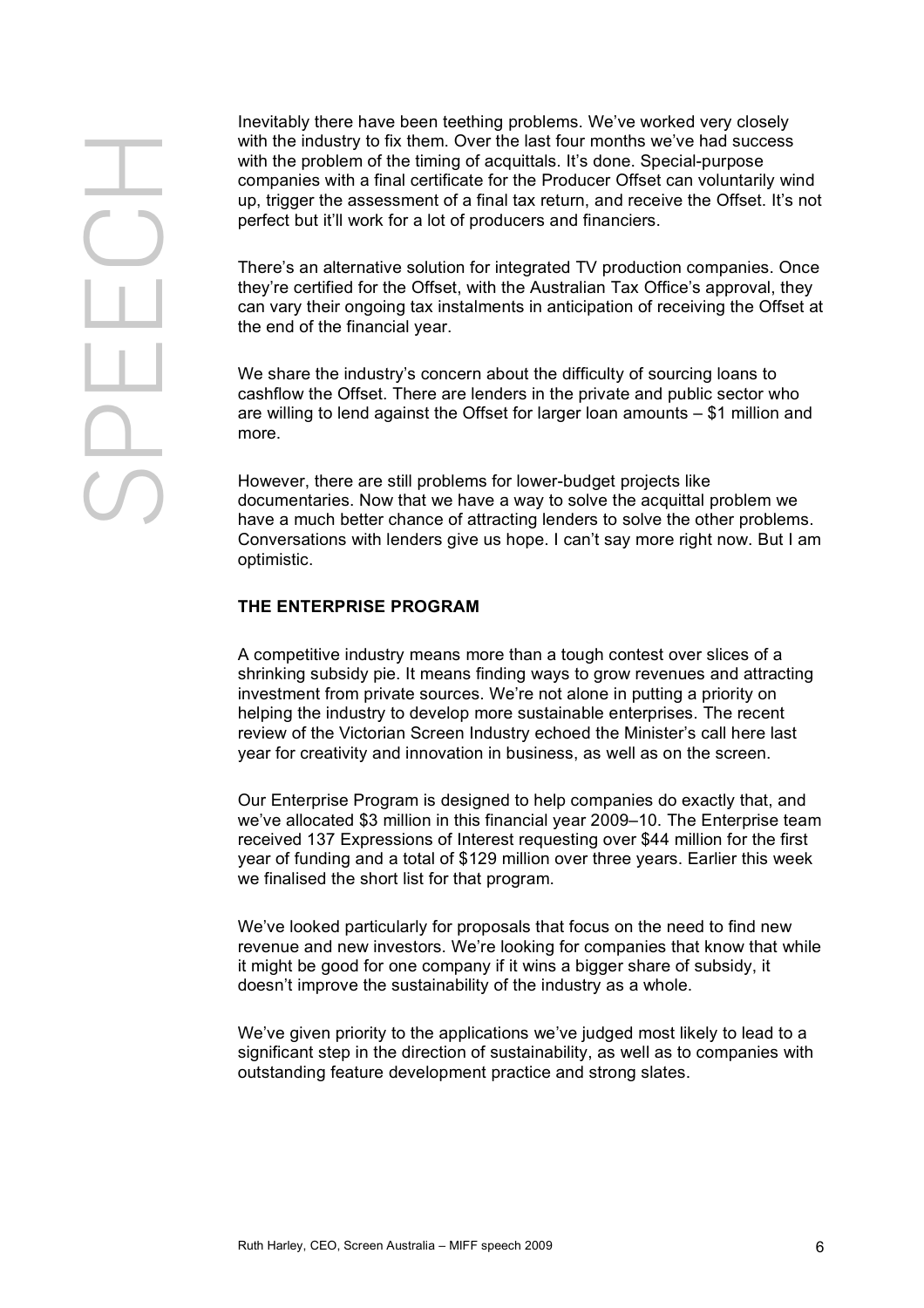Inevitably there have been teething problems. We've worked very closely with the industry to fix them. Over the last four months we've had success with the problem of the timing of acquittals. It's done. Special-purpose companies with a final certificate for the Producer Offset can voluntarily wind up, trigger the assessment of a final tax return, and receive the Offset. It's not perfect but it'll work for a lot of producers and financiers.

There's an alternative solution for integrated TV production companies. Once they're certified for the Offset, with the Australian Tax Office's approval, they can vary their ongoing tax instalments in anticipation of receiving the Offset at the end of the financial year.

We share the industry's concern about the difficulty of sourcing loans to cashflow the Offset. There are lenders in the private and public sector who are willing to lend against the Offset for larger loan amounts – $1 million and more.

However, there are still problems for lower-budget projects like documentaries. Now that we have a way to solve the acquittal problem we have a much better chance of attracting lenders to solve the other problems. Conversations with lenders give us hope. I can't say more right now. But I am optimistic.

## THE ENTERPRISE PROGRAM

A competitive industry means more than a tough contest over slices of a shrinking subsidy pie. It means finding ways to grow revenues and attracting investment from private sources. We're not alone in putting a priority on helping the industry to develop more sustainable enterprises. The recent review of the Victorian Screen Industry echoed the Minister's call here last year for creativity and innovation in business, as well as on the screen.

Our Enterprise Program is designed to help companies do exactly that, and we've allocated $3 million in this financial year 2009–10. The Enterprise team received 137 Expressions of Interest requesting over $44 million for the first year of funding and a total of $129 million over three years. Earlier this week we finalised the short list for that program.

We've looked particularly for proposals that focus on the need to find new revenue and new investors. We're looking for companies that know that while it might be good for one company if it wins a bigger share of subsidy, it doesn't improve the sustainability of the industry as a whole.

We've given priority to the applications we've judged most likely to lead to a significant step in the direction of sustainability, as well as to companies with outstanding feature development practice and strong slates.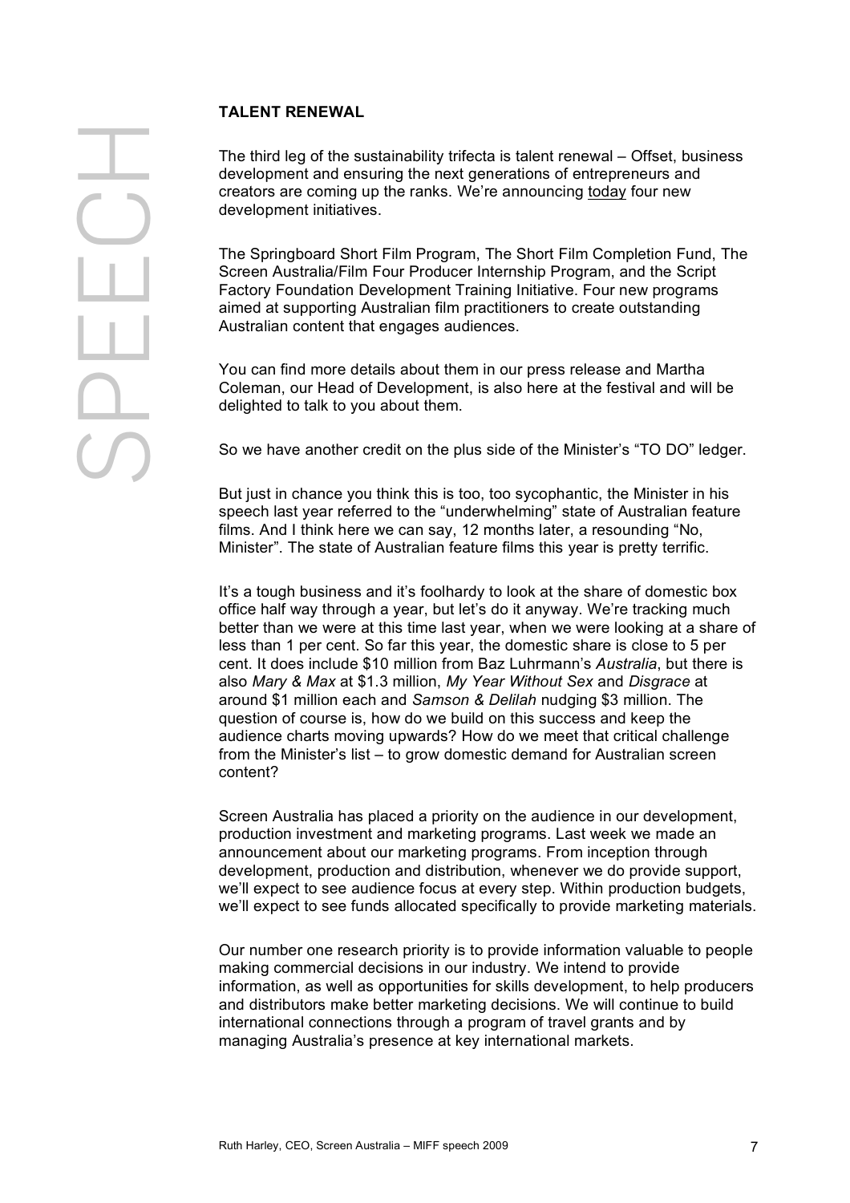**TALENT RENEWAL**

The third leg of the sustainability trifecta is talent renewal – Offset, business development and ensuring the next generations of entrepreneurs and creators are coming up the ranks. We're announcing today four new development initiatives.

The Springboard Short Film Program, The Short Film Completion Fund, The Screen Australia/Film Four Producer Internship Program, and the Script Factory Foundation Development Training Initiative. Four new programs aimed at supporting Australian film practitioners to create outstanding Australian content that engages audiences.

You can find more details about them in our press release and Martha Coleman, our Head of Development, is also here at the festival and will be delighted to talk to you about them.

So we have another credit on the plus side of the Minister's "TO DO" ledger.

But just in chance you think this is too, too sycophantic, the Minister in his speech last year referred to the "underwhelming" state of Australian feature films. And I think here we can say, 12 months later, a resounding "No, Minister". The state of Australian feature films this year is pretty terrific.

It's a tough business and it's foolhardy to look at the share of domestic box office half way through a year, but let's do it anyway. We're tracking much better than we were at this time last year, when we were looking at a share of less than 1 per cent. So far this year, the domestic share is close to 5 per cent. It does include $10 million from Baz Luhrmann's *Australia*, but there is also *Mary & Max* at $1.3 million, *My Year Without Sex* and *Disgrace* at around $1 million each and *Samson & Delilah* nudging $3 million. The question of course is, how do we build on this success and keep the audience charts moving upwards? How do we meet that critical challenge from the Minister's list – to grow domestic demand for Australian screen content?

Screen Australia has placed a priority on the audience in our development, production investment and marketing programs. Last week we made an announcement about our marketing programs. From inception through development, production and distribution, whenever we do provide support, we'll expect to see audience focus at every step. Within production budgets, we'll expect to see funds allocated specifically to provide marketing materials.

Our number one research priority is to provide information valuable to people making commercial decisions in our industry. We intend to provide information, as well as opportunities for skills development, to help producers and distributors make better marketing decisions. We will continue to build international connections through a program of travel grants and by managing Australia's presence at key international markets.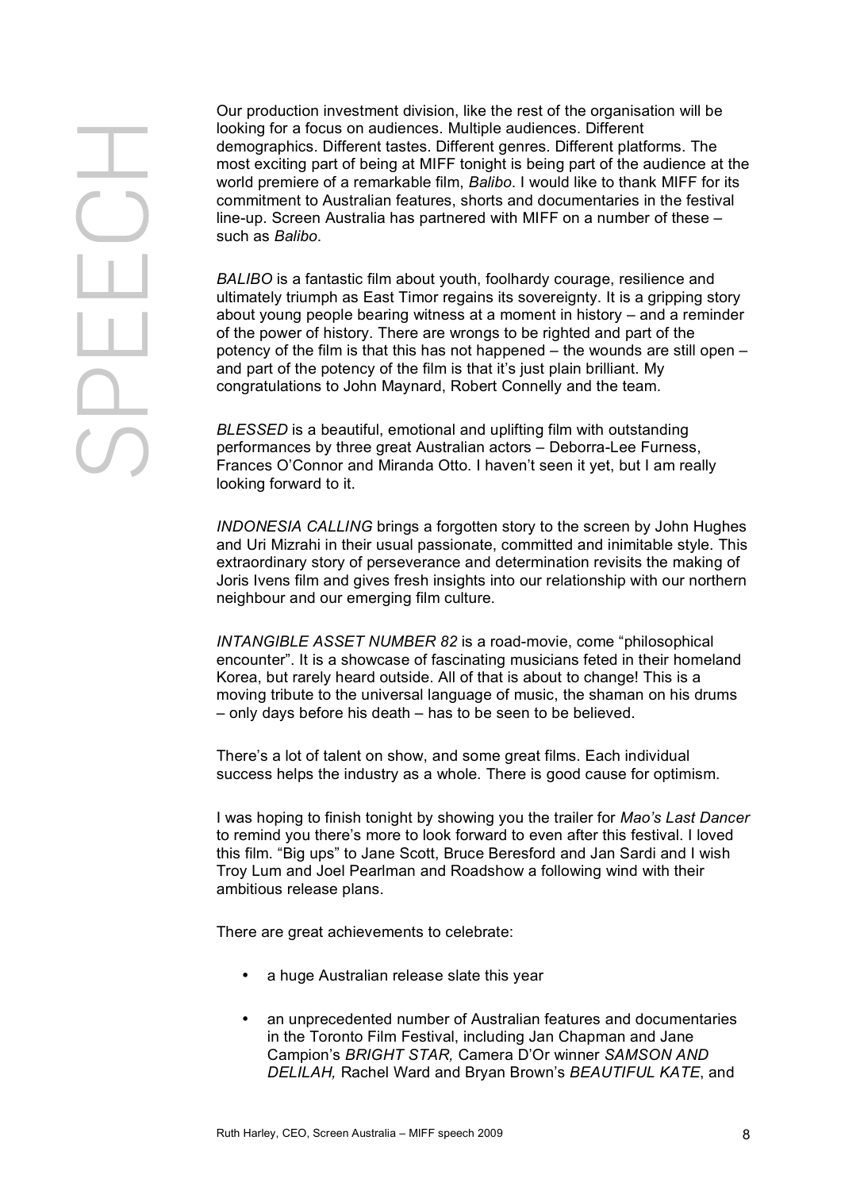Our production investment division, like the rest of the organisation will be looking for a focus on audiences. Multiple audiences. Different demographics. Different tastes. Different genres. Different platforms. The most exciting part of being at MIFF tonight is being part of the audience at the world premiere of a remarkable film, *Balibo*. I would like to thank MIFF for its commitment to Australian features, shorts and documentaries in the festival line-up. Screen Australia has partnered with MIFF on a number of these – such as *Balibo*.

*BALIBO* is a fantastic film about youth, foolhardy courage, resilience and ultimately triumph as East Timor regains its sovereignty. It is a gripping story about young people bearing witness at a moment in history – and a reminder of the power of history. There are wrongs to be righted and part of the potency of the film is that this has not happened – the wounds are still open – and part of the potency of the film is that it's just plain brilliant. My congratulations to John Maynard, Robert Connelly and the team.

*BLESSED* is a beautiful, emotional and uplifting film with outstanding performances by three great Australian actors – Deborra-Lee Furness, Frances O'Connor and Miranda Otto. I haven't seen it yet, but I am really looking forward to it.

*INDONESIA CALLING* brings a forgotten story to the screen by John Hughes and Uri Mizrahi in their usual passionate, committed and inimitable style. This extraordinary story of perseverance and determination revisits the making of Joris Ivens film and gives fresh insights into our relationship with our northern neighbour and our emerging film culture.

*INTANGIBLE ASSET NUMBER 82* is a road-movie, come "philosophical encounter". It is a showcase of fascinating musicians feted in their homeland Korea, but rarely heard outside. All of that is about to change! This is a moving tribute to the universal language of music, the shaman on his drums – only days before his death – has to be seen to be believed.

There's a lot of talent on show, and some great films. Each individual success helps the industry as a whole. There is good cause for optimism.

I was hoping to finish tonight by showing you the trailer for *Mao's Last Dancer* to remind you there's more to look forward to even after this festival. I loved this film. "Big ups" to Jane Scott, Bruce Beresford and Jan Sardi and I wish Troy Lum and Joel Pearlman and Roadshow a following wind with their ambitious release plans.

There are great achievements to celebrate:

- a huge Australian release slate this year
- an unprecedented number of Australian features and documentaries in the Toronto Film Festival, including Jan Chapman and Jane Campion's *BRIGHT STAR,* Camera D'Or winner *SAMSON AND DELILAH,* Rachel Ward and Bryan Brown's *BEAUTIFUL KATE*, and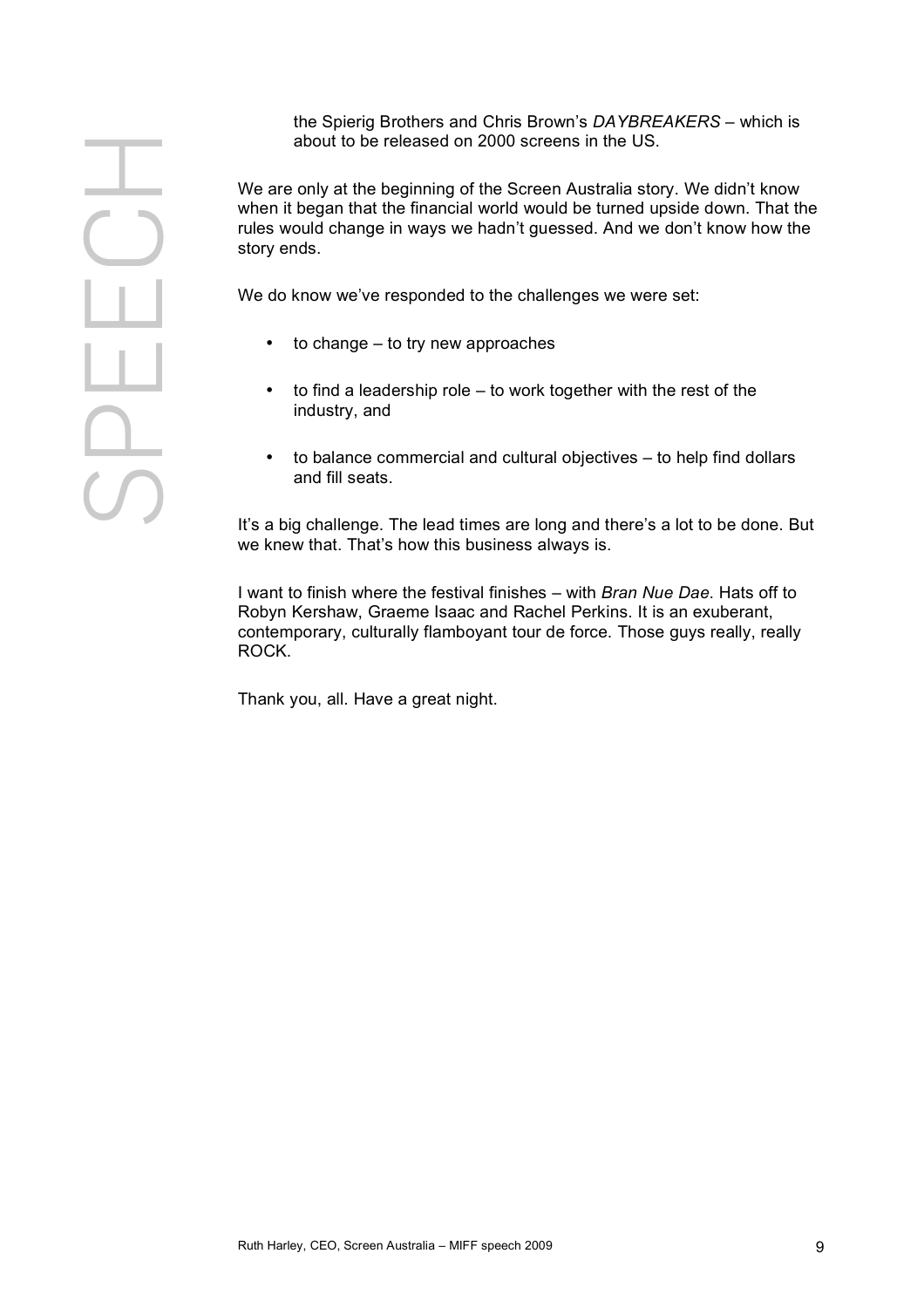the Spierig Brothers and Chris Brown's *DAYBREAKERS* – which is about to be released on 2000 screens in the US.

We are only at the beginning of the Screen Australia story. We didn't know when it began that the financial world would be turned upside down. That the rules would change in ways we hadn't guessed. And we don't know how the story ends.

We do know we've responded to the challenges we were set:

- to change – to try new approaches
- to find a leadership role – to work together with the rest of the industry, and
- to balance commercial and cultural objectives – to help find dollars and fill seats.

It's a big challenge. The lead times are long and there's a lot to be done. But we knew that. That's how this business always is.

I want to finish where the festival finishes – with *Bran Nue Dae*. Hats off to Robyn Kershaw, Graeme Isaac and Rachel Perkins. It is an exuberant, contemporary, culturally flamboyant tour de force. Those guys really, really ROCK.

Thank you, all. Have a great night.